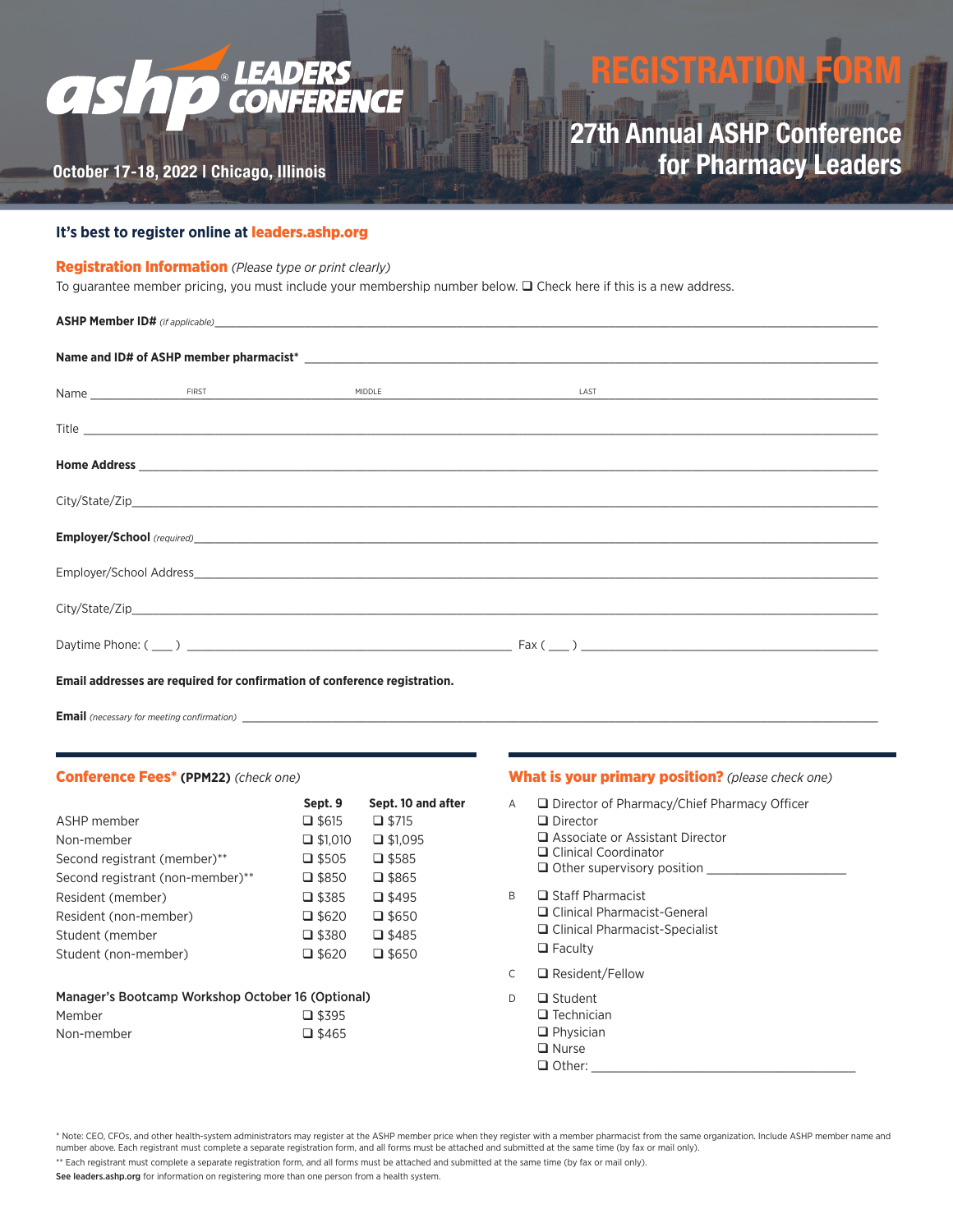# ashp LEADERS CONFERENCE

October 17-18, 2022 | Chicago, Illinois

# REGISTRATION FORM

## 27th Annual ASHP Conference for Pharmacy Leaders

**It's best to register online at leaders.ashp.org**

**Registration Information** *(Please type or print clearly)*

To guarantee member pricing, you must include your membership number below. ❑ Check here if this is a new address.

**ASHP Member ID#** *(if applicable)*______________________________

**Name and ID# of ASHP member pharmacist*** ______________________________

Name ______ FIRST ______ MIDDLE ______ LAST ______

Title ______________________________

**Home Address** ______________________________

City/State/Zip______________________________

**Employer/School** *(required)*______________________________

Employer/School Address______________________________

City/State/Zip______________________________

Daytime Phone: ( ___ ) ______________________ Fax ( ___ ) ______________________

**Email addresses are required for confirmation of conference registration.**

**Email** *(necessary for meeting confirmation)* ______________________________

## Conference Fees* (PPM22) *(check one)*

| | Sept. 9 | Sept. 10 and after |
|---|---|---|
| ASHP member | ❑ $615 | ❑ $715 |
| Non-member | ❑ $1,010 | ❑ $1,095 |
| Second registrant (member)** | ❑ $505 | ❑ $585 |
| Second registrant (non-member)** | ❑ $850 | ❑ $865 |
| Resident (member) | ❑ $385 | ❑ $495 |
| Resident (non-member) | ❑ $620 | ❑ $650 |
| Student (member | ❑ $380 | ❑ $485 |
| Student (non-member) | ❑ $620 | ❑ $650 |

**Manager's Bootcamp Workshop October 16 (Optional)**

| | |
|---|---|
| Member | ❑ $395 |
| Non-member | ❑ $465 |

## What is your primary position? *(please check one)*

A
- ❑ Director of Pharmacy/Chief Pharmacy Officer
- ❑ Director
- ❑ Associate or Assistant Director
- ❑ Clinical Coordinator
- ❑ Other supervisory position ______________

B
- ❑ Staff Pharmacist
- ❑ Clinical Pharmacist-General
- ❑ Clinical Pharmacist-Specialist
- ❑ Faculty

C
- ❑ Resident/Fellow

D
- ❑ Student
- ❑ Technician
- ❑ Physician
- ❑ Nurse
- ❑ Other: ______________

* Note: CEO, CFOs, and other health-system administrators may register at the ASHP member price when they register with a member pharmacist from the same organization. Include ASHP member name and number above. Each registrant must complete a separate registration form, and all forms must be attached and submitted at the same time (by fax or mail only).

** Each registrant must complete a separate registration form, and all forms must be attached and submitted at the same time (by fax or mail only).

**See leaders.ashp.org** for information on registering more than one person from a health system.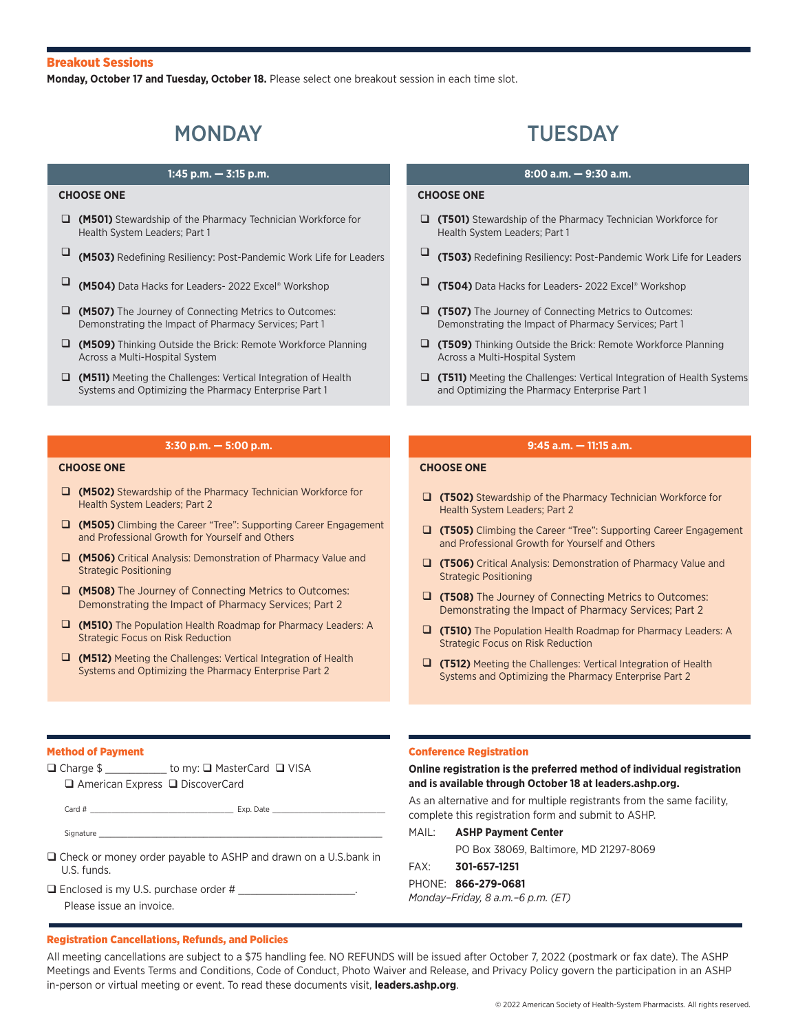## Breakout Sessions

**Monday, October 17 and Tuesday, October 18.** Please select one breakout session in each time slot.

## MONDAY

### 1:45 p.m. — 3:15 p.m.

**CHOOSE ONE**

- ❑ **(M501)** Stewardship of the Pharmacy Technician Workforce for Health System Leaders; Part 1
- ❑ **(M503)** Redefining Resiliency: Post-Pandemic Work Life for Leaders
- ❑ **(M504)** Data Hacks for Leaders- 2022 Excel® Workshop
- ❑ **(M507)** The Journey of Connecting Metrics to Outcomes: Demonstrating the Impact of Pharmacy Services; Part 1
- ❑ **(M509)** Thinking Outside the Brick: Remote Workforce Planning Across a Multi-Hospital System
- ❑ **(M511)** Meeting the Challenges: Vertical Integration of Health Systems and Optimizing the Pharmacy Enterprise Part 1

### 3:30 p.m. — 5:00 p.m.

**CHOOSE ONE**

- ❑ **(M502)** Stewardship of the Pharmacy Technician Workforce for Health System Leaders; Part 2
- ❑ **(M505)** Climbing the Career "Tree": Supporting Career Engagement and Professional Growth for Yourself and Others
- ❑ **(M506)** Critical Analysis: Demonstration of Pharmacy Value and Strategic Positioning
- ❑ **(M508)** The Journey of Connecting Metrics to Outcomes: Demonstrating the Impact of Pharmacy Services; Part 2
- ❑ **(M510)** The Population Health Roadmap for Pharmacy Leaders: A Strategic Focus on Risk Reduction
- ❑ **(M512)** Meeting the Challenges: Vertical Integration of Health Systems and Optimizing the Pharmacy Enterprise Part 2

## TUESDAY

### 8:00 a.m. — 9:30 a.m.

**CHOOSE ONE**

- ❑ **(T501)** Stewardship of the Pharmacy Technician Workforce for Health System Leaders; Part 1
- ❑ **(T503)** Redefining Resiliency: Post-Pandemic Work Life for Leaders
- ❑ **(T504)** Data Hacks for Leaders- 2022 Excel® Workshop
- ❑ **(T507)** The Journey of Connecting Metrics to Outcomes: Demonstrating the Impact of Pharmacy Services; Part 1
- ❑ **(T509)** Thinking Outside the Brick: Remote Workforce Planning Across a Multi-Hospital System
- ❑ **(T511)** Meeting the Challenges: Vertical Integration of Health Systems and Optimizing the Pharmacy Enterprise Part 1

### 9:45 a.m. — 11:15 a.m.

**CHOOSE ONE**

- ❑ **(T502)** Stewardship of the Pharmacy Technician Workforce for Health System Leaders; Part 2
- ❑ **(T505)** Climbing the Career "Tree": Supporting Career Engagement and Professional Growth for Yourself and Others
- ❑ **(T506)** Critical Analysis: Demonstration of Pharmacy Value and Strategic Positioning
- ❑ **(T508)** The Journey of Connecting Metrics to Outcomes: Demonstrating the Impact of Pharmacy Services; Part 2
- ❑ **(T510)** The Population Health Roadmap for Pharmacy Leaders: A Strategic Focus on Risk Reduction
- ❑ **(T512)** Meeting the Challenges: Vertical Integration of Health Systems and Optimizing the Pharmacy Enterprise Part 2

## Method of Payment

❑ Charge $ ___________ to my: ❑ MasterCard ❑ VISA
❑ American Express ❑ DiscoverCard

Card # ______________________________ Exp. Date ________________________

Signature ____________________________________________________________

❑ Check or money order payable to ASHP and drawn on a U.S.bank in U.S. funds.

❑ Enclosed is my U.S. purchase order # ____________________.
Please issue an invoice.

## Conference Registration

**Online registration is the preferred method of individual registration and is available through October 18 at leaders.ashp.org.**

As an alternative and for multiple registrants from the same facility, complete this registration form and submit to ASHP.

MAIL: **ASHP Payment Center**
PO Box 38069, Baltimore, MD 21297-8069

FAX: **301-657-1251**

PHONE: **866-279-0681**
*Monday–Friday, 8 a.m.–6 p.m. (ET)*

## Registration Cancellations, Refunds, and Policies

All meeting cancellations are subject to a $75 handling fee. NO REFUNDS will be issued after October 7, 2022 (postmark or fax date). The ASHP Meetings and Events Terms and Conditions, Code of Conduct, Photo Waiver and Release, and Privacy Policy govern the participation in an ASHP in-person or virtual meeting or event. To read these documents visit, **leaders.ashp.org**.

© 2022 American Society of Health-System Pharmacists. All rights reserved.